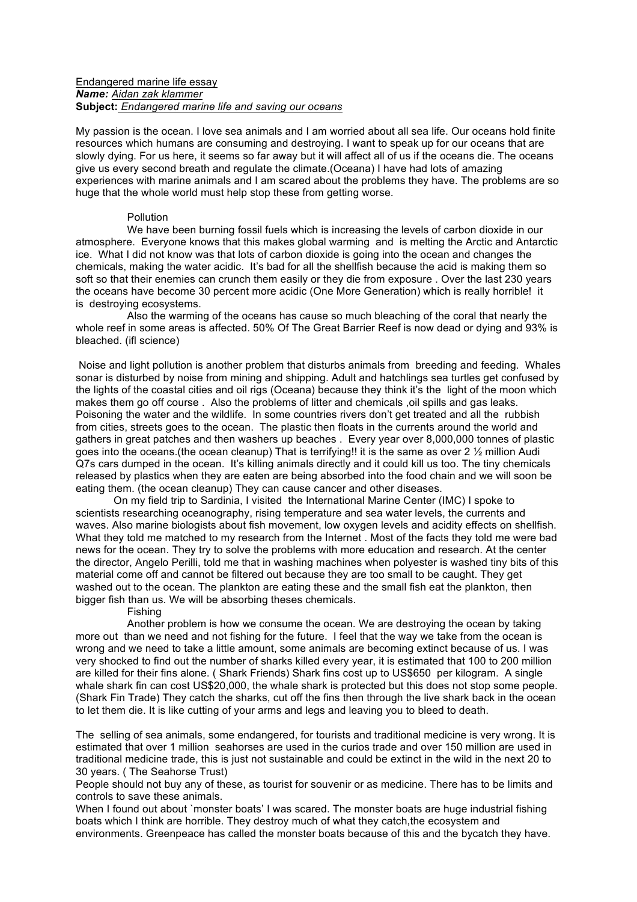<u>Endangered marine life essay</u>
***Name:*** *<u>Aidan zak klammer</u>*
**Subject:** *<u>Endangered marine life and saving our oceans</u>*

My passion is the ocean. I love sea animals and I am worried about all sea life. Our oceans hold finite resources which humans are consuming and destroying. I want to speak up for our oceans that are slowly dying. For us here, it seems so far away but it will affect all of us if the oceans die. The oceans give us every second breath and regulate the climate.(Oceana) I have had lots of amazing experiences with marine animals and I am scared about the problems they have. The problems are so huge that the whole world must help stop these from getting worse.

Pollution

We have been burning fossil fuels which is increasing the levels of carbon dioxide in our atmosphere. Everyone knows that this makes global warming and is melting the Arctic and Antarctic ice. What I did not know was that lots of carbon dioxide is going into the ocean and changes the chemicals, making the water acidic. It's bad for all the shellfish because the acid is making them so soft so that their enemies can crunch them easily or they die from exposure . Over the last 230 years the oceans have become 30 percent more acidic (One More Generation) which is really horrible! it is destroying ecosystems.

Also the warming of the oceans has cause so much bleaching of the coral that nearly the whole reef in some areas is affected. 50% Of The Great Barrier Reef is now dead or dying and 93% is bleached. (ifl science)

Noise and light pollution is another problem that disturbs animals from breeding and feeding. Whales sonar is disturbed by noise from mining and shipping. Adult and hatchlings sea turtles get confused by the lights of the coastal cities and oil rigs (Oceana) because they think it's the light of the moon which makes them go off course . Also the problems of litter and chemicals ,oil spills and gas leaks. Poisoning the water and the wildlife. In some countries rivers don't get treated and all the rubbish from cities, streets goes to the ocean. The plastic then floats in the currents around the world and gathers in great patches and then washers up beaches . Every year over 8,000,000 tonnes of plastic goes into the oceans.(the ocean cleanup) That is terrifying!! it is the same as over 2 ½ million Audi Q7s cars dumped in the ocean. It's killing animals directly and it could kill us too. The tiny chemicals released by plastics when they are eaten are being absorbed into the food chain and we will soon be eating them. (the ocean cleanup) They can cause cancer and other diseases.

On my field trip to Sardinia, I visited the International Marine Center (IMC) I spoke to scientists researching oceanography, rising temperature and sea water levels, the currents and waves. Also marine biologists about fish movement, low oxygen levels and acidity effects on shellfish. What they told me matched to my research from the Internet . Most of the facts they told me were bad news for the ocean. They try to solve the problems with more education and research. At the center the director, Angelo Perilli, told me that in washing machines when polyester is washed tiny bits of this material come off and cannot be filtered out because they are too small to be caught. They get washed out to the ocean. The plankton are eating these and the small fish eat the plankton, then bigger fish than us. We will be absorbing theses chemicals.

Fishing

Another problem is how we consume the ocean. We are destroying the ocean by taking more out than we need and not fishing for the future. I feel that the way we take from the ocean is wrong and we need to take a little amount, some animals are becoming extinct because of us. I was very shocked to find out the number of sharks killed every year, it is estimated that 100 to 200 million are killed for their fins alone. ( Shark Friends) Shark fins cost up to US$650 per kilogram. A single whale shark fin can cost US$20,000, the whale shark is protected but this does not stop some people. (Shark Fin Trade) They catch the sharks, cut off the fins then through the live shark back in the ocean to let them die. It is like cutting of your arms and legs and leaving you to bleed to death.

The selling of sea animals, some endangered, for tourists and traditional medicine is very wrong. It is estimated that over 1 million seahorses are used in the curios trade and over 150 million are used in traditional medicine trade, this is just not sustainable and could be extinct in the wild in the next 20 to 30 years. ( The Seahorse Trust)

People should not buy any of these, as tourist for souvenir or as medicine. There has to be limits and controls to save these animals.

When I found out about `monster boats' I was scared. The monster boats are huge industrial fishing boats which I think are horrible. They destroy much of what they catch,the ecosystem and environments. Greenpeace has called the monster boats because of this and the bycatch they have.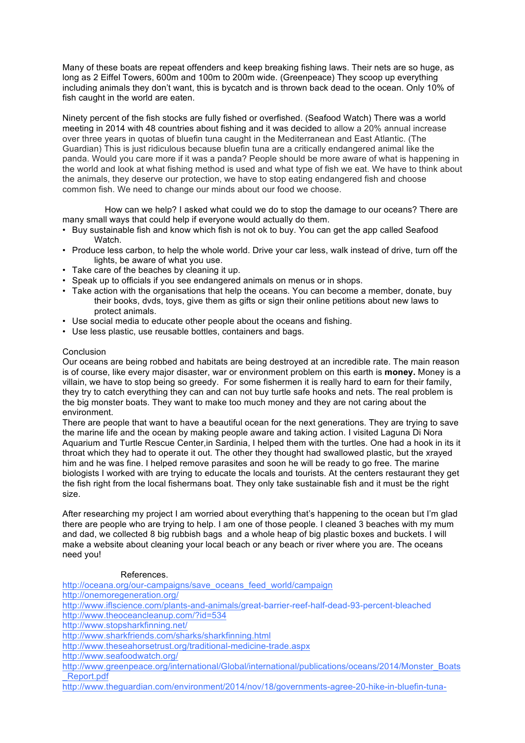Many of these boats are repeat offenders and keep breaking fishing laws. Their nets are so huge, as long as 2 Eiffel Towers, 600m and 100m to 200m wide. (Greenpeace) They scoop up everything including animals they don't want, this is bycatch and is thrown back dead to the ocean. Only 10% of fish caught in the world are eaten.

Ninety percent of the fish stocks are fully fished or overfished. (Seafood Watch) There was a world meeting in 2014 with 48 countries about fishing and it was decided to allow a 20% annual increase over three years in quotas of bluefin tuna caught in the Mediterranean and East Atlantic. (The Guardian) This is just ridiculous because bluefin tuna are a critically endangered animal like the panda. Would you care more if it was a panda? People should be more aware of what is happening in the world and look at what fishing method is used and what type of fish we eat. We have to think about the animals, they deserve our protection, we have to stop eating endangered fish and choose common fish. We need to change our minds about our food we choose.

How can we help? I asked what could we do to stop the damage to our oceans? There are many small ways that could help if everyone would actually do them.

- Buy sustainable fish and know which fish is not ok to buy. You can get the app called Seafood Watch.
- Produce less carbon, to help the whole world. Drive your car less, walk instead of drive, turn off the lights, be aware of what you use.
- Take care of the beaches by cleaning it up.
- Speak up to officials if you see endangered animals on menus or in shops.
- Take action with the organisations that help the oceans. You can become a member, donate, buy their books, dvds, toys, give them as gifts or sign their online petitions about new laws to protect animals.
- Use social media to educate other people about the oceans and fishing.
- Use less plastic, use reusable bottles, containers and bags.

Conclusion

Our oceans are being robbed and habitats are being destroyed at an incredible rate. The main reason is of course, like every major disaster, war or environment problem on this earth is **money.** Money is a villain, we have to stop being so greedy. For some fishermen it is really hard to earn for their family, they try to catch everything they can and can not buy turtle safe hooks and nets. The real problem is the big monster boats. They want to make too much money and they are not caring about the environment.

There are people that want to have a beautiful ocean for the next generations. They are trying to save the marine life and the ocean by making people aware and taking action. I visited Laguna Di Nora Aquarium and Turtle Rescue Center,in Sardinia, I helped them with the turtles. One had a hook in its it throat which they had to operate it out. The other they thought had swallowed plastic, but the xrayed him and he was fine. I helped remove parasites and soon he will be ready to go free. The marine biologists I worked with are trying to educate the locals and tourists. At the centers restaurant they get the fish right from the local fishermans boat. They only take sustainable fish and it must be the right size.

After researching my project I am worried about everything that's happening to the ocean but I'm glad there are people who are trying to help. I am one of those people. I cleaned 3 beaches with my mum and dad, we collected 8 big rubbish bags and a whole heap of big plastic boxes and buckets. I will make a website about cleaning your local beach or any beach or river where you are. The oceans need you!

References.

http://oceana.org/our-campaigns/save_oceans_feed_world/campaign
http://onemoregeneration.org/
http://www.iflscience.com/plants-and-animals/great-barrier-reef-half-dead-93-percent-bleached
http://www.theoceancleanup.com/?id=534
http://www.stopsharkfinning.net/
http://www.sharkfriends.com/sharks/sharkfinning.html
http://www.theseahorsetrust.org/traditional-medicine-trade.aspx
http://www.seafoodwatch.org/
http://www.greenpeace.org/international/Global/international/publications/oceans/2014/Monster_Boats_Report.pdf
http://www.theguardian.com/environment/2014/nov/18/governments-agree-20-hike-in-bluefin-tuna-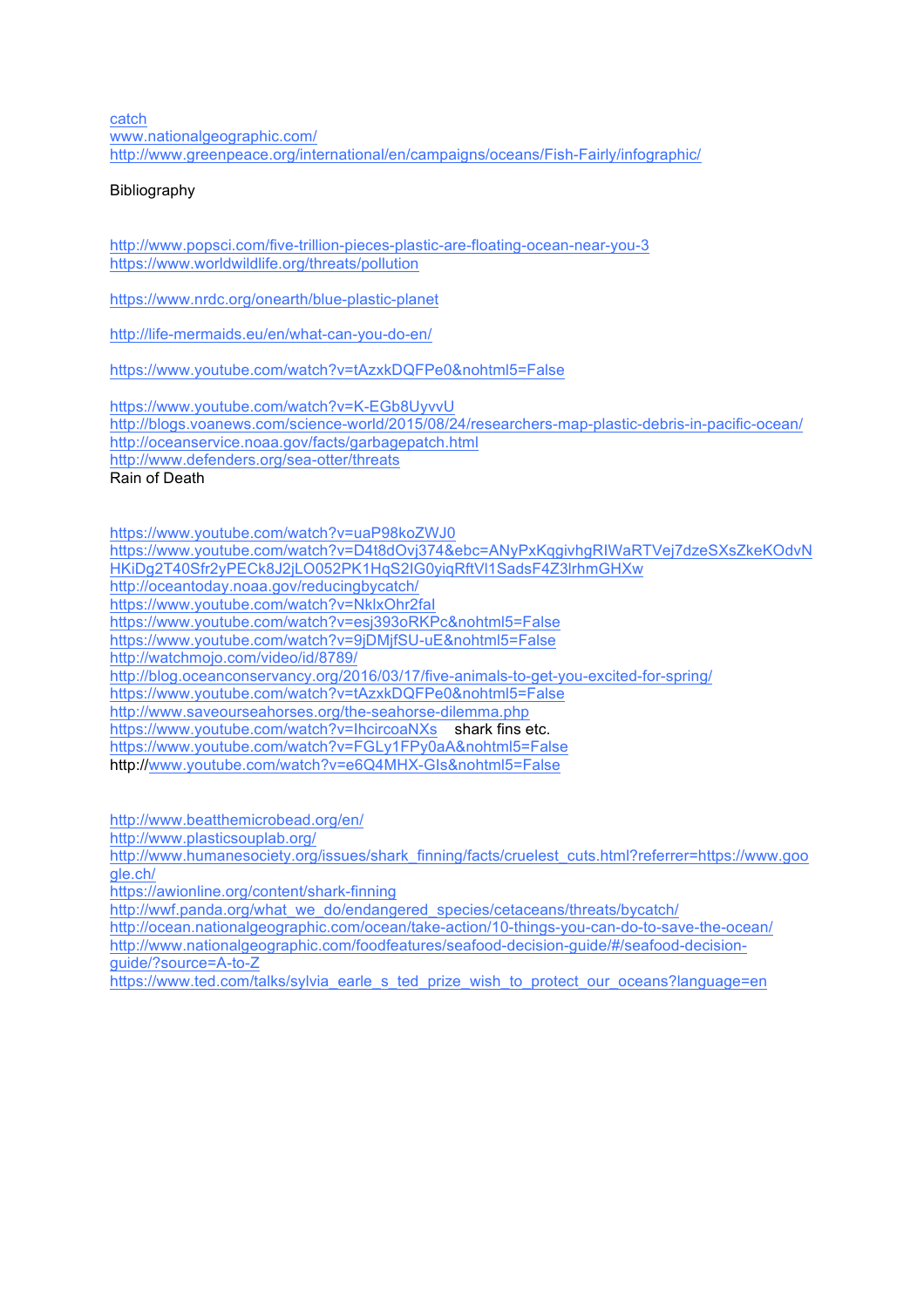catch
www.nationalgeographic.com/
http://www.greenpeace.org/international/en/campaigns/oceans/Fish-Fairly/infographic/

Bibliography

http://www.popsci.com/five-trillion-pieces-plastic-are-floating-ocean-near-you-3
https://www.worldwildlife.org/threats/pollution

https://www.nrdc.org/onearth/blue-plastic-planet

http://life-mermaids.eu/en/what-can-you-do-en/

https://www.youtube.com/watch?v=tAzxkDQFPe0&nohtml5=False

https://www.youtube.com/watch?v=K-EGb8UyvvU
http://blogs.voanews.com/science-world/2015/08/24/researchers-map-plastic-debris-in-pacific-ocean/
http://oceanservice.noaa.gov/facts/garbagepatch.html
http://www.defenders.org/sea-otter/threats
Rain of Death

https://www.youtube.com/watch?v=uaP98koZWJ0
https://www.youtube.com/watch?v=D4t8dOvj374&ebc=ANyPxKqgivhgRIWaRTVej7dzeSXsZkeKOdvNHKiDg2T40Sfr2yPECk8J2jLO052PK1HqS2IG0yiqRftVl1SadsF4Z3lrhmGHXw
http://oceantoday.noaa.gov/reducingbycatch/
https://www.youtube.com/watch?v=NklxOhr2faI
https://www.youtube.com/watch?v=esj393oRKPc&nohtml5=False
https://www.youtube.com/watch?v=9jDMjfSU-uE&nohtml5=False
http://watchmojo.com/video/id/8789/
http://blog.oceanconservancy.org/2016/03/17/five-animals-to-get-you-excited-for-spring/
https://www.youtube.com/watch?v=tAzxkDQFPe0&nohtml5=False
http://www.saveourseahorses.org/the-seahorse-dilemma.php
https://www.youtube.com/watch?v=IhcircoaNXs shark fins etc.
https://www.youtube.com/watch?v=FGLy1FPy0aA&nohtml5=False
http://www.youtube.com/watch?v=e6Q4MHX-GIs&nohtml5=False

http://www.beatthemicrobead.org/en/
http://www.plasticsouplab.org/
http://www.humanesociety.org/issues/shark_finning/facts/cruelest_cuts.html?referrer=https://www.google.ch/
https://awionline.org/content/shark-finning
http://wwf.panda.org/what_we_do/endangered_species/cetaceans/threats/bycatch/
http://ocean.nationalgeographic.com/ocean/take-action/10-things-you-can-do-to-save-the-ocean/
http://www.nationalgeographic.com/foodfeatures/seafood-decision-guide/#/seafood-decision-guide/?source=A-to-Z
https://www.ted.com/talks/sylvia_earle_s_ted_prize_wish_to_protect_our_oceans?language=en